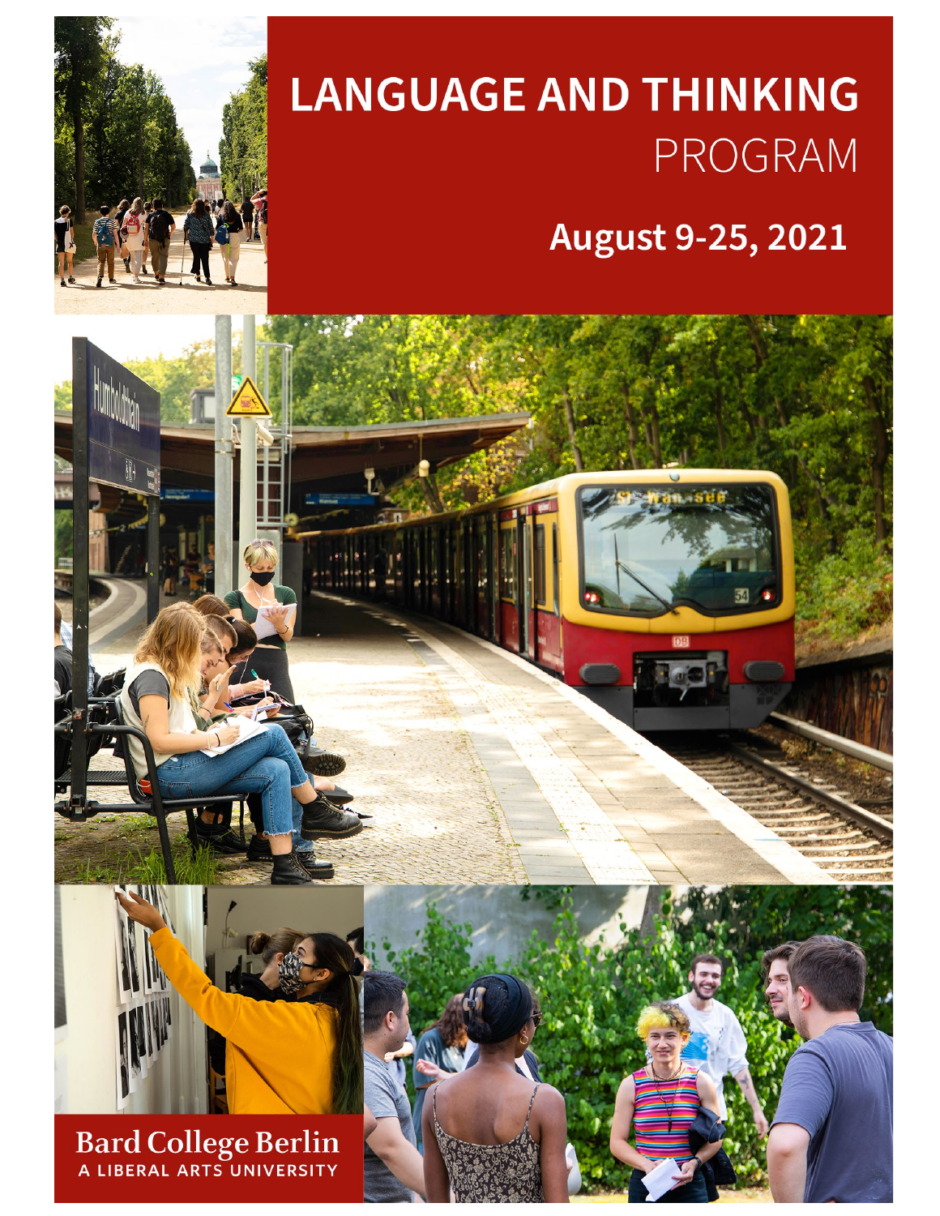# LANGUAGE AND THINKING PROGRAM

## August 9-25, 2021

**Bard College Berlin**
A LIBERAL ARTS UNIVERSITY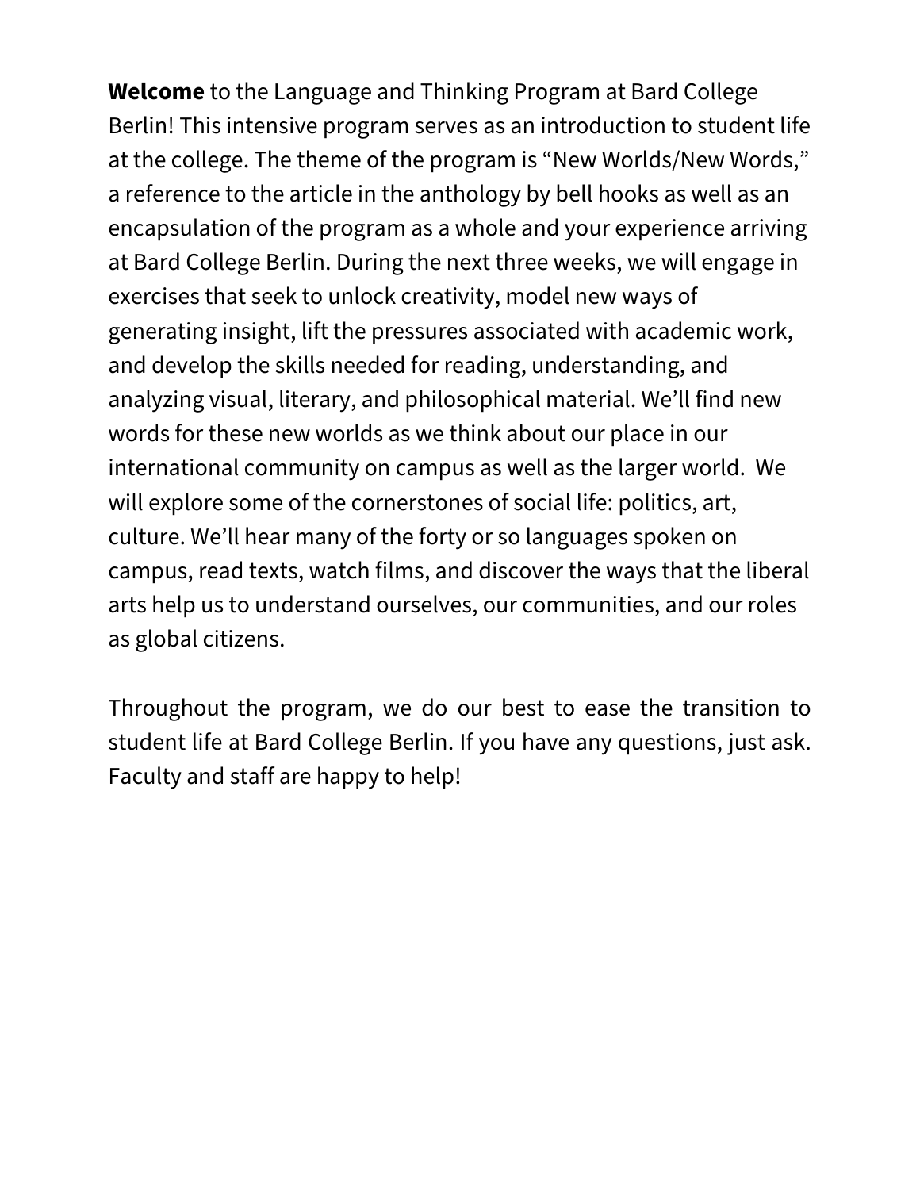**Welcome** to the Language and Thinking Program at Bard College Berlin! This intensive program serves as an introduction to student life at the college. The theme of the program is "New Worlds/New Words," a reference to the article in the anthology by bell hooks as well as an encapsulation of the program as a whole and your experience arriving at Bard College Berlin. During the next three weeks, we will engage in exercises that seek to unlock creativity, model new ways of generating insight, lift the pressures associated with academic work, and develop the skills needed for reading, understanding, and analyzing visual, literary, and philosophical material. We'll find new words for these new worlds as we think about our place in our international community on campus as well as the larger world. We will explore some of the cornerstones of social life: politics, art, culture. We'll hear many of the forty or so languages spoken on campus, read texts, watch films, and discover the ways that the liberal arts help us to understand ourselves, our communities, and our roles as global citizens.

Throughout the program, we do our best to ease the transition to student life at Bard College Berlin. If you have any questions, just ask. Faculty and staff are happy to help!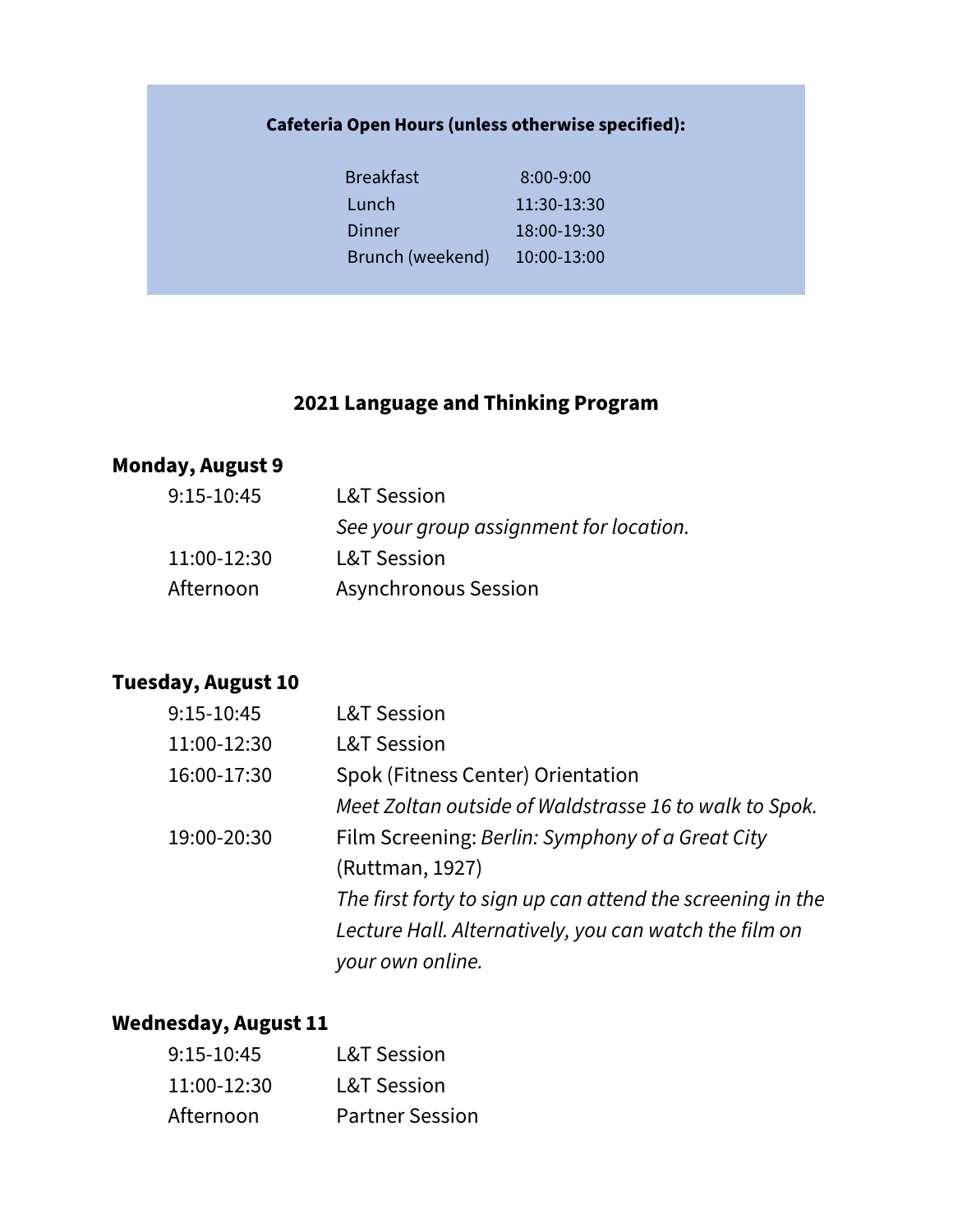**Cafeteria Open Hours (unless otherwise specified):**

| | |
|---|---|
| Breakfast | 8:00-9:00 |
| Lunch | 11:30-13:30 |
| Dinner | 18:00-19:30 |
| Brunch (weekend) | 10:00-13:00 |

## 2021 Language and Thinking Program

### Monday, August 9

| | |
|---|---|
| 9:15-10:45 | L&T Session<br>*See your group assignment for location.* |
| 11:00-12:30 | L&T Session |
| Afternoon | Asynchronous Session |

### Tuesday, August 10

| | |
|---|---|
| 9:15-10:45 | L&T Session |
| 11:00-12:30 | L&T Session |
| 16:00-17:30 | Spok (Fitness Center) Orientation<br>*Meet Zoltan outside of Waldstrasse 16 to walk to Spok.* |
| 19:00-20:30 | Film Screening: *Berlin: Symphony of a Great City* (Ruttman, 1927)<br>*The first forty to sign up can attend the screening in the Lecture Hall. Alternatively, you can watch the film on your own online.* |

### Wednesday, August 11

| | |
|---|---|
| 9:15-10:45 | L&T Session |
| 11:00-12:30 | L&T Session |
| Afternoon | Partner Session |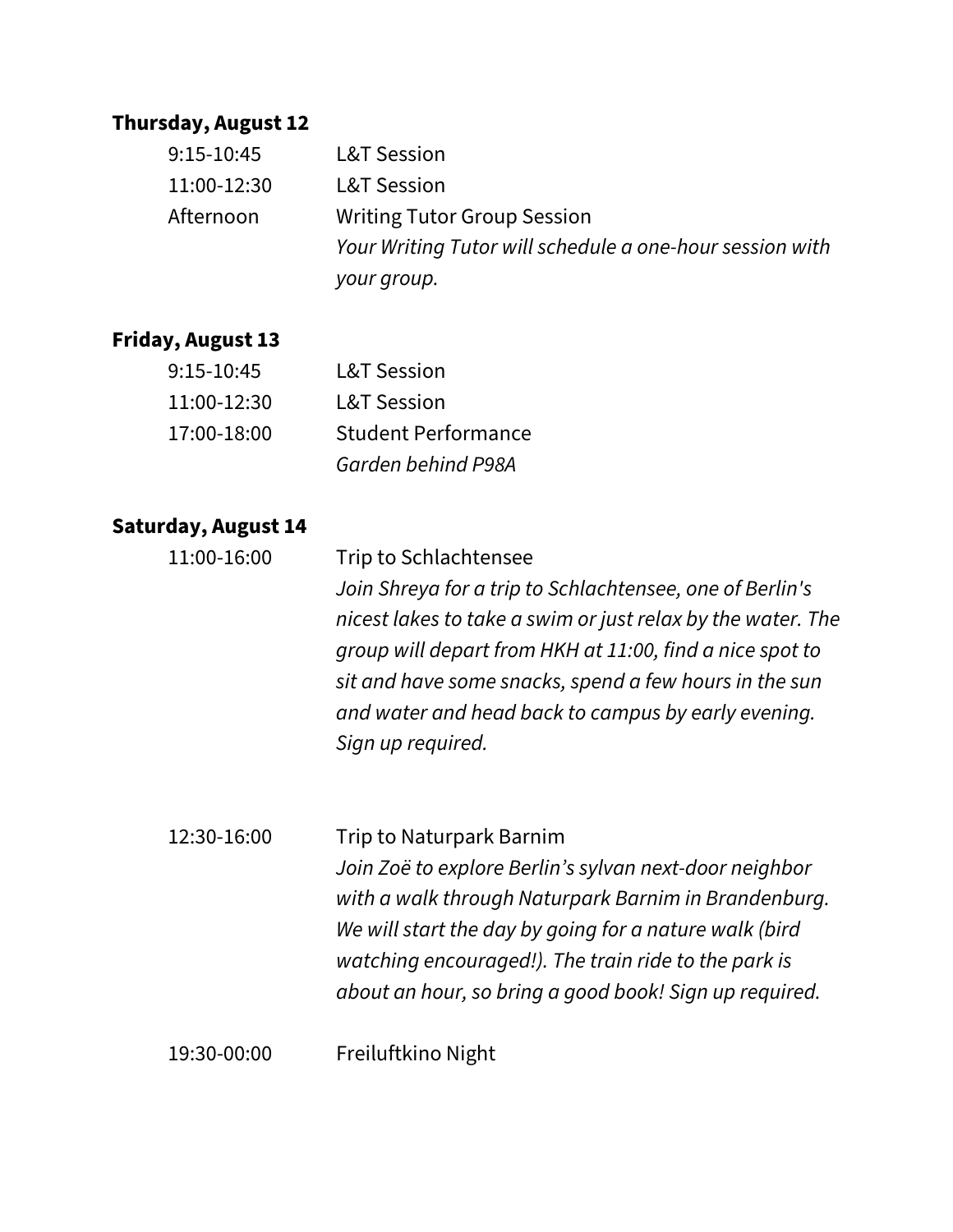**Thursday, August 12**

| | |
|---|---|
| 9:15-10:45 | L&T Session |
| 11:00-12:30 | L&T Session |
| Afternoon | Writing Tutor Group Session<br>*Your Writing Tutor will schedule a one-hour session with your group.* |

**Friday, August 13**

| | |
|---|---|
| 9:15-10:45 | L&T Session |
| 11:00-12:30 | L&T Session |
| 17:00-18:00 | Student Performance<br>*Garden behind P98A* |

**Saturday, August 14**

| | |
|---|---|
| 11:00-16:00 | Trip to Schlachtensee<br>*Join Shreya for a trip to Schlachtensee, one of Berlin's nicest lakes to take a swim or just relax by the water. The group will depart from HKH at 11:00, find a nice spot to sit and have some snacks, spend a few hours in the sun and water and head back to campus by early evening. Sign up required.* |
| 12:30-16:00 | Trip to Naturpark Barnim<br>*Join Zoë to explore Berlin's sylvan next-door neighbor with a walk through Naturpark Barnim in Brandenburg. We will start the day by going for a nature walk (bird watching encouraged!). The train ride to the park is about an hour, so bring a good book! Sign up required.* |
| 19:30-00:00 | Freiluftkino Night |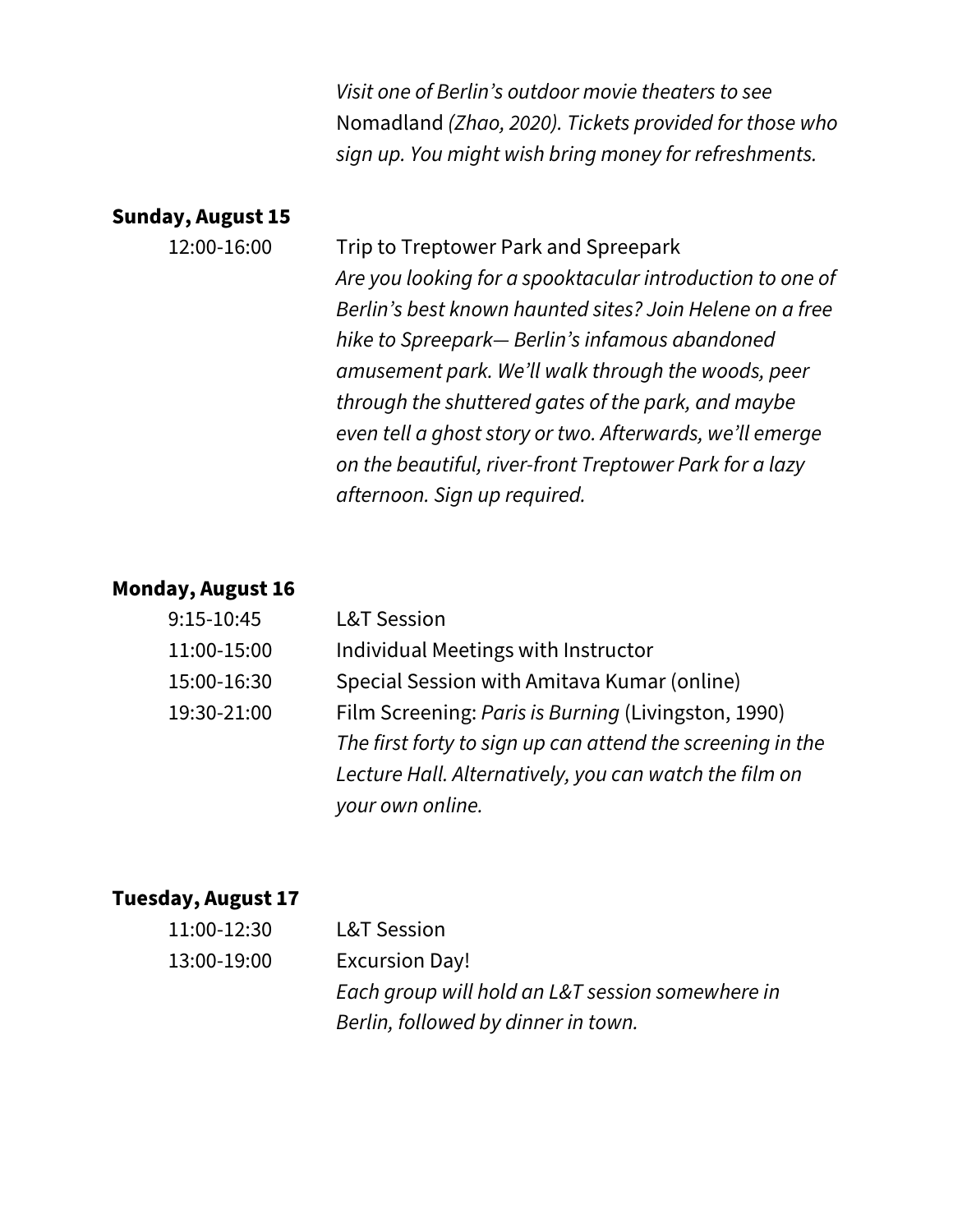*Visit one of Berlin's outdoor movie theaters to see* Nomadland *(Zhao, 2020). Tickets provided for those who sign up. You might wish bring money for refreshments.*

**Sunday, August 15**

12:00-16:00 Trip to Treptower Park and Spreepark
*Are you looking for a spooktacular introduction to one of Berlin's best known haunted sites? Join Helene on a free hike to Spreepark— Berlin's infamous abandoned amusement park. We'll walk through the woods, peer through the shuttered gates of the park, and maybe even tell a ghost story or two. Afterwards, we'll emerge on the beautiful, river-front Treptower Park for a lazy afternoon. Sign up required.*

**Monday, August 16**

9:15-10:45 L&T Session

11:00-15:00 Individual Meetings with Instructor

15:00-16:30 Special Session with Amitava Kumar (online)

19:30-21:00 Film Screening: *Paris is Burning* (Livingston, 1990)
*The first forty to sign up can attend the screening in the Lecture Hall. Alternatively, you can watch the film on your own online.*

**Tuesday, August 17**

11:00-12:30 L&T Session

13:00-19:00 Excursion Day!
*Each group will hold an L&T session somewhere in Berlin, followed by dinner in town.*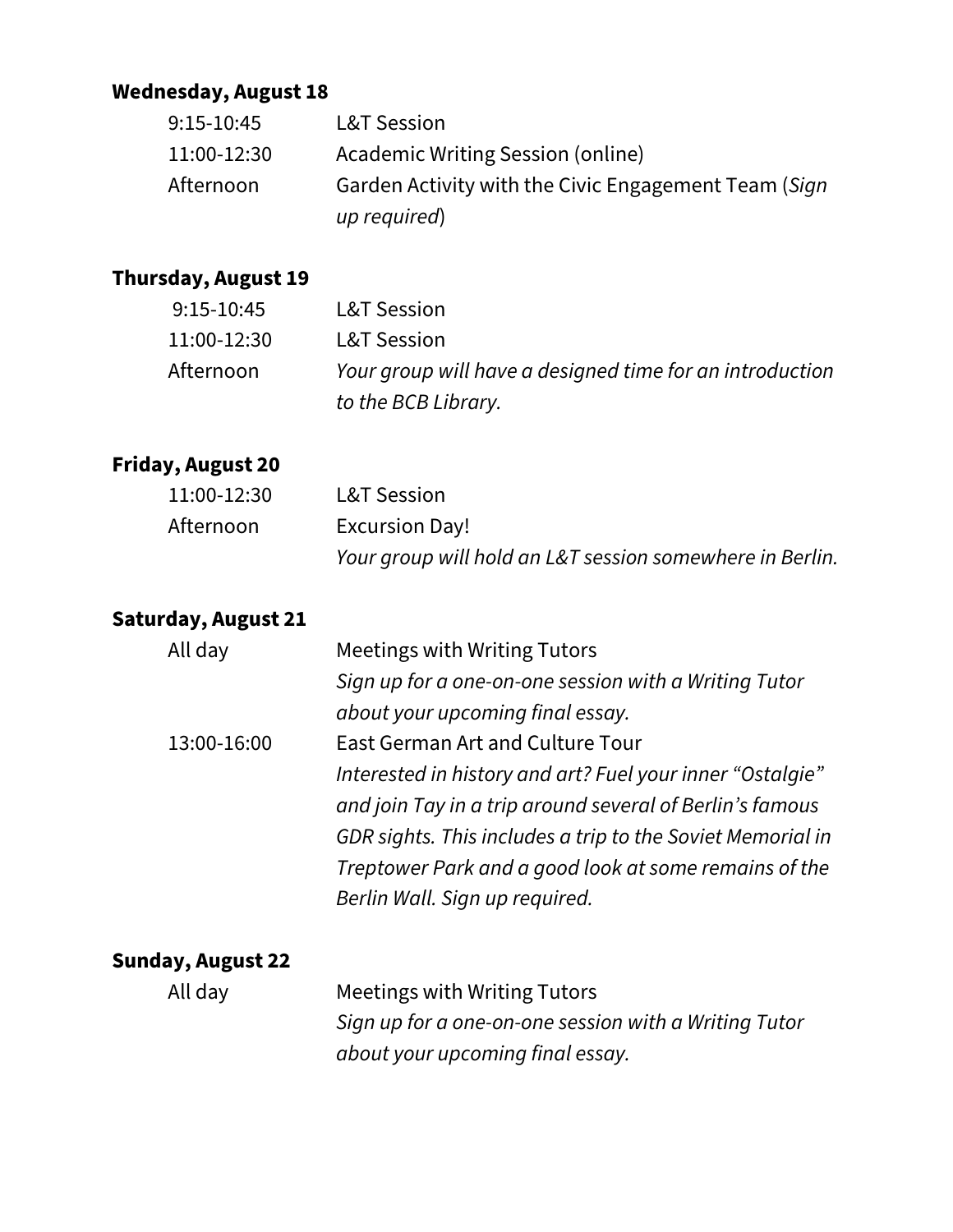**Wednesday, August 18**

| | |
|---|---|
| 9:15-10:45 | L&T Session |
| 11:00-12:30 | Academic Writing Session (online) |
| Afternoon | Garden Activity with the Civic Engagement Team (*Sign up required*) |

**Thursday, August 19**

| | |
|---|---|
| 9:15-10:45 | L&T Session |
| 11:00-12:30 | L&T Session |
| Afternoon | *Your group will have a designed time for an introduction to the BCB Library.* |

**Friday, August 20**

| | |
|---|---|
| 11:00-12:30 | L&T Session |
| Afternoon | Excursion Day! *Your group will hold an L&T session somewhere in Berlin.* |

**Saturday, August 21**

| | |
|---|---|
| All day | Meetings with Writing Tutors *Sign up for a one-on-one session with a Writing Tutor about your upcoming final essay.* |
| 13:00-16:00 | East German Art and Culture Tour *Interested in history and art? Fuel your inner "Ostalgie" and join Tay in a trip around several of Berlin's famous GDR sights. This includes a trip to the Soviet Memorial in Treptower Park and a good look at some remains of the Berlin Wall. Sign up required.* |

**Sunday, August 22**

| | |
|---|---|
| All day | Meetings with Writing Tutors *Sign up for a one-on-one session with a Writing Tutor about your upcoming final essay.* |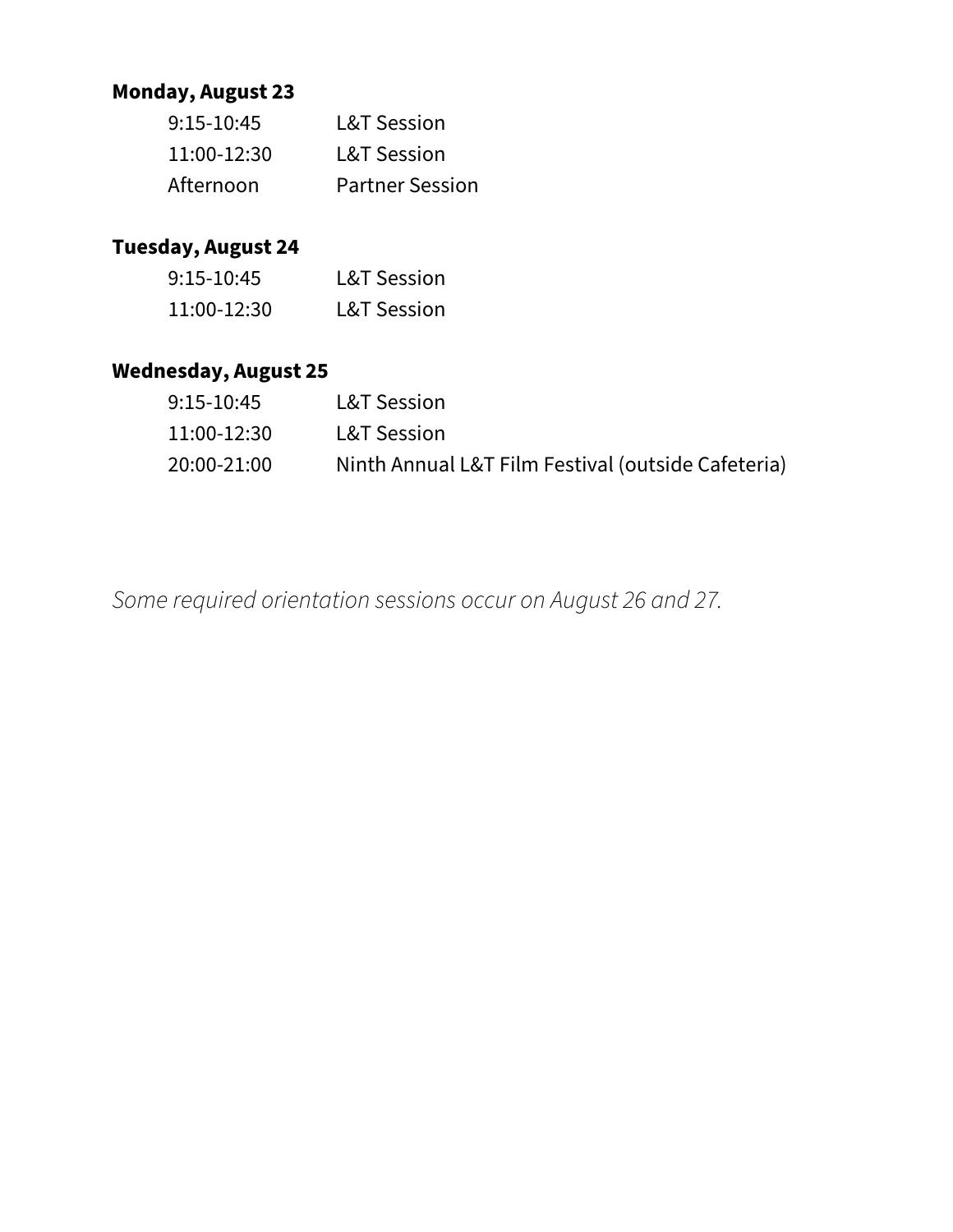**Monday, August 23**

| | |
|---|---|
| 9:15-10:45 | L&T Session |
| 11:00-12:30 | L&T Session |
| Afternoon | Partner Session |

**Tuesday, August 24**

| | |
|---|---|
| 9:15-10:45 | L&T Session |
| 11:00-12:30 | L&T Session |

**Wednesday, August 25**

| | |
|---|---|
| 9:15-10:45 | L&T Session |
| 11:00-12:30 | L&T Session |
| 20:00-21:00 | Ninth Annual L&T Film Festival (outside Cafeteria) |

*Some required orientation sessions occur on August 26 and 27.*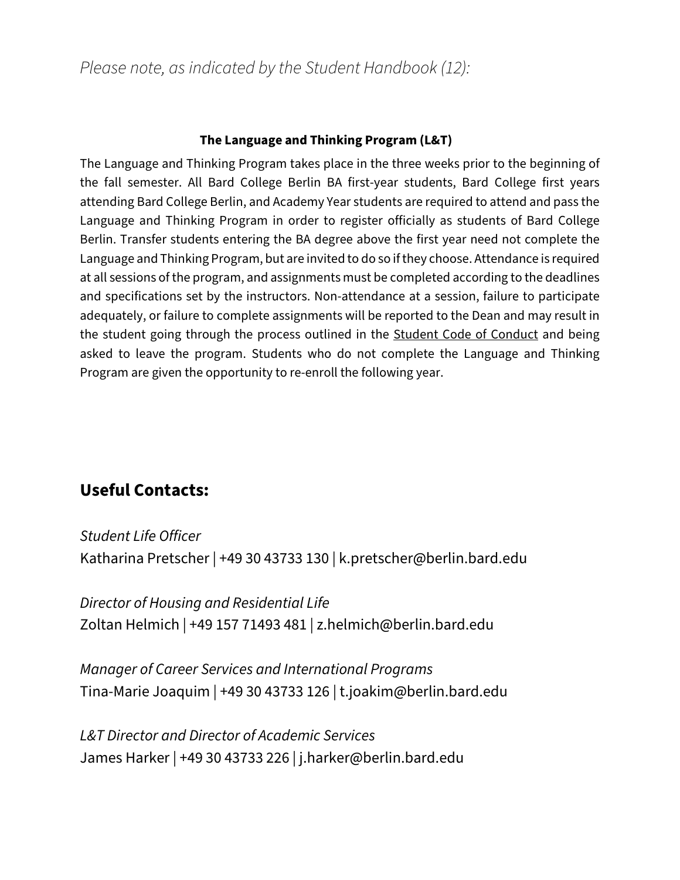*Please note, as indicated by the Student Handbook (12):*

**The Language and Thinking Program (L&T)**

The Language and Thinking Program takes place in the three weeks prior to the beginning of the fall semester. All Bard College Berlin BA first-year students, Bard College first years attending Bard College Berlin, and Academy Year students are required to attend and pass the Language and Thinking Program in order to register officially as students of Bard College Berlin. Transfer students entering the BA degree above the first year need not complete the Language and Thinking Program, but are invited to do so if they choose. Attendance is required at all sessions of the program, and assignments must be completed according to the deadlines and specifications set by the instructors. Non-attendance at a session, failure to participate adequately, or failure to complete assignments will be reported to the Dean and may result in the student going through the process outlined in the Student Code of Conduct and being asked to leave the program. Students who do not complete the Language and Thinking Program are given the opportunity to re-enroll the following year.

## Useful Contacts:

*Student Life Officer*
Katharina Pretscher | +49 30 43733 130 | k.pretscher@berlin.bard.edu

*Director of Housing and Residential Life*
Zoltan Helmich | +49 157 71493 481 | z.helmich@berlin.bard.edu

*Manager of Career Services and International Programs*
Tina-Marie Joaquim | +49 30 43733 126 | t.joakim@berlin.bard.edu

*L&T Director and Director of Academic Services*
James Harker | +49 30 43733 226 | j.harker@berlin.bard.edu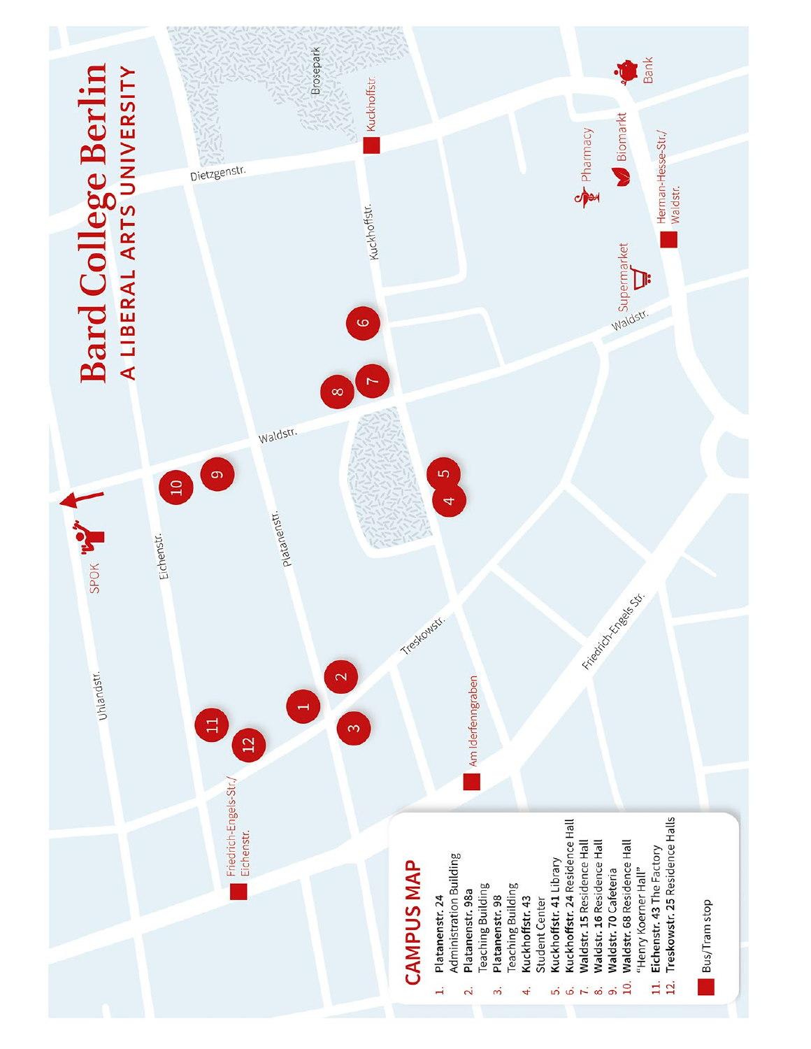# Bard College Berlin

A LIBERAL ARTS UNIVERSITY

## CAMPUS MAP

1. **Platanenstr. 24** Administration Building
2. **Platanenstr. 98a** Teaching Building
3. **Platanenstr. 98** Teaching Building
4. **Kuckhoffstr. 43** Student Center
5. **Kuckhoffstr. 41** Library
6. **Kuckhoffstr. 24** Residence Hall
7. **Waldstr. 15** Residence Hall
8. **Waldstr. 16** Residence Hall
9. **Waldstr. 70** Cafeteria
10. **Waldstr. 68** Residence Hall "Henry Koerner Hall"
11. **Eichenstr. 43** The Factory
12. **Treskowstr. 25** Residence Halls

Bus/Tram stop

Uhlandstr.

SPOK

Eichenstr.

Platanenstr.

Waldstr.

Dietzgenstr.

Brosepark

Kuckhoffstr.

Treskowstr.

Friedrich-Engels-Str.

Friedrich-Engels-Str./ Eichenstr.

Am Iderfenngraben

Supermarket

Pharmacy

Biomarkt

Bank

Herman-Hesse-Str./ Waldstr.